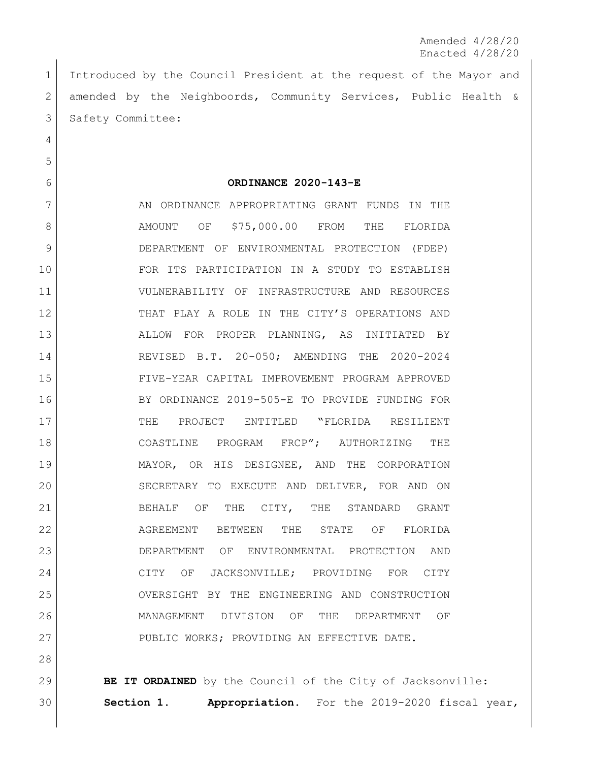Amended 4/28/20
Enacted 4/28/20

Introduced by the Council President at the request of the Mayor and amended by the Neighboords, Community Services, Public Health & Safety Committee:

**ORDINANCE 2020-143-E**

AN ORDINANCE APPROPRIATING GRANT FUNDS IN THE AMOUNT OF $75,000.00 FROM THE FLORIDA DEPARTMENT OF ENVIRONMENTAL PROTECTION (FDEP) FOR ITS PARTICIPATION IN A STUDY TO ESTABLISH VULNERABILITY OF INFRASTRUCTURE AND RESOURCES THAT PLAY A ROLE IN THE CITY'S OPERATIONS AND ALLOW FOR PROPER PLANNING, AS INITIATED BY REVISED B.T. 20-050; AMENDING THE 2020-2024 FIVE-YEAR CAPITAL IMPROVEMENT PROGRAM APPROVED BY ORDINANCE 2019-505-E TO PROVIDE FUNDING FOR THE PROJECT ENTITLED "FLORIDA RESILIENT COASTLINE PROGRAM FRCP"; AUTHORIZING THE MAYOR, OR HIS DESIGNEE, AND THE CORPORATION SECRETARY TO EXECUTE AND DELIVER, FOR AND ON BEHALF OF THE CITY, THE STANDARD GRANT AGREEMENT BETWEEN THE STATE OF FLORIDA DEPARTMENT OF ENVIRONMENTAL PROTECTION AND CITY OF JACKSONVILLE; PROVIDING FOR CITY OVERSIGHT BY THE ENGINEERING AND CONSTRUCTION MANAGEMENT DIVISION OF THE DEPARTMENT OF PUBLIC WORKS; PROVIDING AN EFFECTIVE DATE.

**BE IT ORDAINED** by the Council of the City of Jacksonville:

**Section 1. Appropriation.** For the 2019-2020 fiscal year,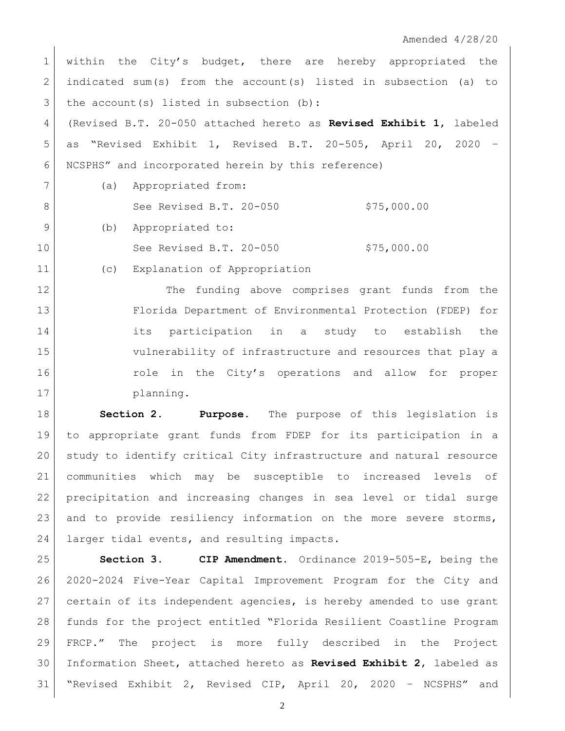within the City's budget, there are hereby appropriated the indicated sum(s) from the account(s) listed in subsection (a) to the account(s) listed in subsection (b):

(Revised B.T. 20-050 attached hereto as **Revised Exhibit 1**, labeled as "Revised Exhibit 1, Revised B.T. 20-505, April 20, 2020 – NCSPHS" and incorporated herein by this reference)

(a) Appropriated from:

See Revised B.T. 20-050 $75,000.00

(b) Appropriated to:

See Revised B.T. 20-050 $75,000.00

(c) Explanation of Appropriation

The funding above comprises grant funds from the Florida Department of Environmental Protection (FDEP) for its participation in a study to establish the vulnerability of infrastructure and resources that play a role in the City's operations and allow for proper planning.

**Section 2. Purpose.** The purpose of this legislation is to appropriate grant funds from FDEP for its participation in a study to identify critical City infrastructure and natural resource communities which may be susceptible to increased levels of precipitation and increasing changes in sea level or tidal surge and to provide resiliency information on the more severe storms, larger tidal events, and resulting impacts.

**Section 3. CIP Amendment.** Ordinance 2019-505-E, being the 2020-2024 Five-Year Capital Improvement Program for the City and certain of its independent agencies, is hereby amended to use grant funds for the project entitled "Florida Resilient Coastline Program FRCP." The project is more fully described in the Project Information Sheet, attached hereto as **Revised Exhibit 2**, labeled as "Revised Exhibit 2, Revised CIP, April 20, 2020 – NCSPHS" and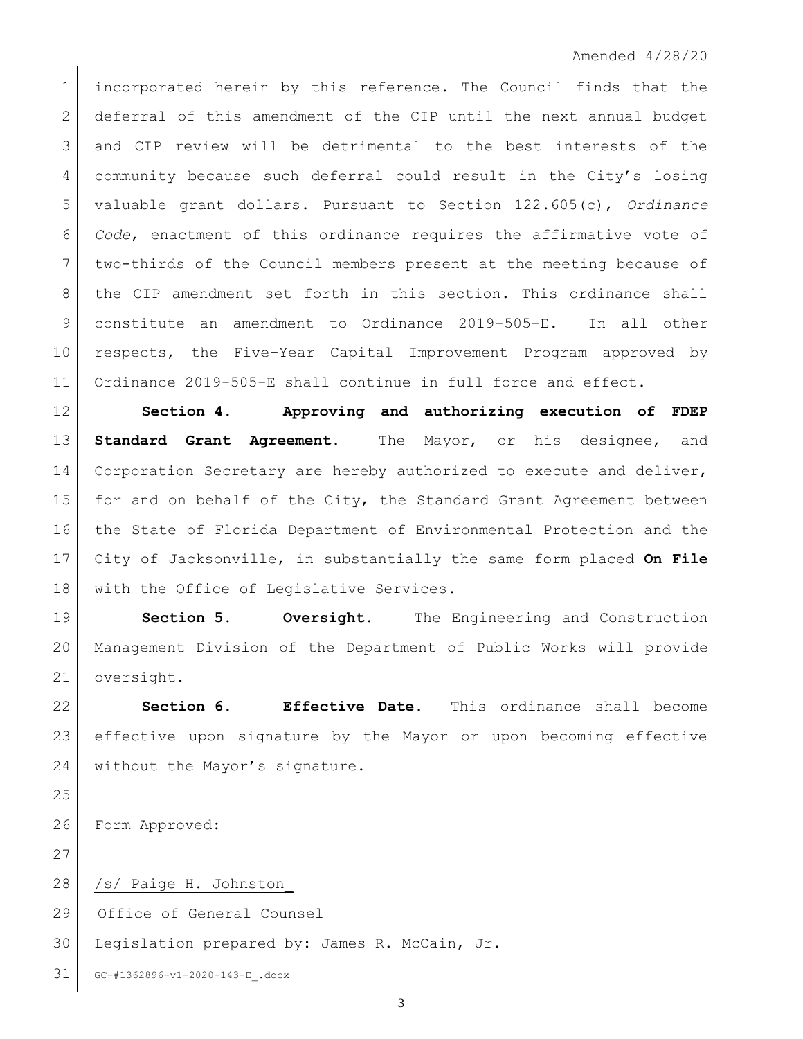incorporated herein by this reference. The Council finds that the deferral of this amendment of the CIP until the next annual budget and CIP review will be detrimental to the best interests of the community because such deferral could result in the City's losing valuable grant dollars. Pursuant to Section 122.605(c), *Ordinance Code*, enactment of this ordinance requires the affirmative vote of two-thirds of the Council members present at the meeting because of the CIP amendment set forth in this section. This ordinance shall constitute an amendment to Ordinance 2019-505-E. In all other respects, the Five-Year Capital Improvement Program approved by Ordinance 2019-505-E shall continue in full force and effect.

**Section 4. Approving and authorizing execution of FDEP Standard Grant Agreement.** The Mayor, or his designee, and Corporation Secretary are hereby authorized to execute and deliver, for and on behalf of the City, the Standard Grant Agreement between the State of Florida Department of Environmental Protection and the City of Jacksonville, in substantially the same form placed **On File** with the Office of Legislative Services.

**Section 5. Oversight.** The Engineering and Construction Management Division of the Department of Public Works will provide oversight.

**Section 6. Effective Date.** This ordinance shall become effective upon signature by the Mayor or upon becoming effective without the Mayor's signature.

Form Approved:

/s/ Paige H. Johnston_

Office of General Counsel

Legislation prepared by: James R. McCain, Jr.

GC-#1362896-v1-2020-143-E_.docx